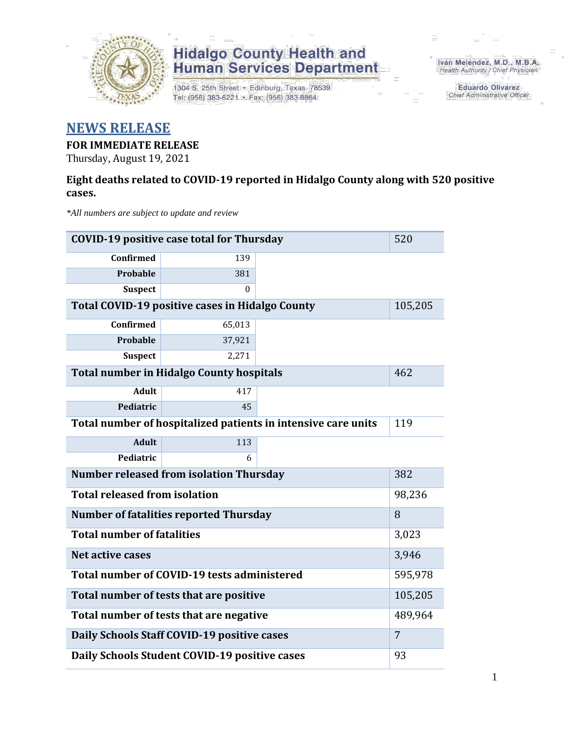# Hidalgo County Health and Human Services Department

1304 S. 25th Street • Edinburg, Texas 78539
Tel: (956) 383-6221 • Fax: (956) 383-8864

Iván Meléndez, M.D., M.B.A.
*Health Authority / Chief Physician*

Eduardo Olivarez
*Chief Administrative Officer*

## NEWS RELEASE

**FOR IMMEDIATE RELEASE**
Thursday, August 19, 2021

**Eight deaths related to COVID-19 reported in Hidalgo County along with 520 positive cases.**

*\*All numbers are subject to update and review*

| COVID-19 positive case total for Thursday | | | 520 |
|---|---|---|---|
| Confirmed | 139 | | |
| Probable | 381 | | |
| Suspect | 0 | | |
| **Total COVID-19 positive cases in Hidalgo County** | | | 105,205 |
| Confirmed | 65,013 | | |
| Probable | 37,921 | | |
| Suspect | 2,271 | | |
| **Total number in Hidalgo County hospitals** | | | 462 |
| Adult | 417 | | |
| Pediatric | 45 | | |
| **Total number of hospitalized patients in intensive care units** | | | 119 |
| Adult | 113 | | |
| Pediatric | 6 | | |
| **Number released from isolation Thursday** | | | 382 |
| **Total released from isolation** | | | 98,236 |
| **Number of fatalities reported Thursday** | | | 8 |
| **Total number of fatalities** | | | 3,023 |
| **Net active cases** | | | 3,946 |
| **Total number of COVID-19 tests administered** | | | 595,978 |
| **Total number of tests that are positive** | | | 105,205 |
| **Total number of tests that are negative** | | | 489,964 |
| **Daily Schools Staff COVID-19 positive cases** | | | 7 |
| **Daily Schools Student COVID-19 positive cases** | | | 93 |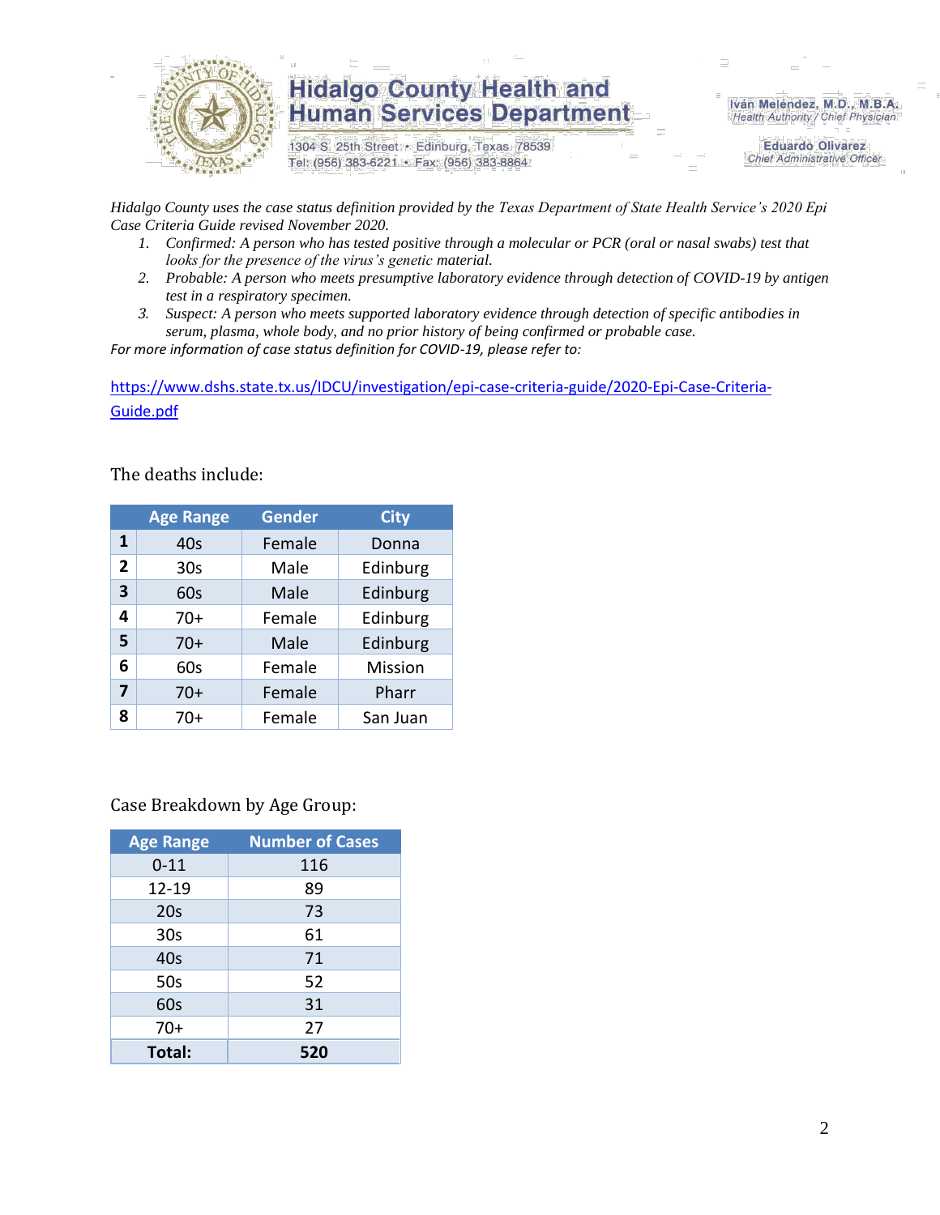# Hidalgo County Health and Human Services Department

1304 S. 25th Street • Edinburg, Texas 78539
Tel: (956) 383-6221 • Fax: (956) 383-8864

Iván Meléndez, M.D., M.B.A.
*Health Authority / Chief Physician*

Eduardo Olivarez
*Chief Administrative Officer*

*Hidalgo County uses the case status definition provided by the Texas Department of State Health Service's 2020 Epi Case Criteria Guide revised November 2020.*

1. *Confirmed: A person who has tested positive through a molecular or PCR (oral or nasal swabs) test that looks for the presence of the virus's genetic material.*
2. *Probable: A person who meets presumptive laboratory evidence through detection of COVID-19 by antigen test in a respiratory specimen.*
3. *Suspect: A person who meets supported laboratory evidence through detection of specific antibodies in serum, plasma, whole body, and no prior history of being confirmed or probable case.*

*For more information of case status definition for COVID-19, please refer to:*

https://www.dshs.state.tx.us/IDCU/investigation/epi-case-criteria-guide/2020-Epi-Case-Criteria-Guide.pdf

The deaths include:

| | Age Range | Gender | City |
|---|---|---|---|
| **1** | 40s | Female | Donna |
| **2** | 30s | Male | Edinburg |
| **3** | 60s | Male | Edinburg |
| **4** | 70+ | Female | Edinburg |
| **5** | 70+ | Male | Edinburg |
| **6** | 60s | Female | Mission |
| **7** | 70+ | Female | Pharr |
| **8** | 70+ | Female | San Juan |

Case Breakdown by Age Group:

| Age Range | Number of Cases |
|---|---|
| 0-11 | 116 |
| 12-19 | 89 |
| 20s | 73 |
| 30s | 61 |
| 40s | 71 |
| 50s | 52 |
| 60s | 31 |
| 70+ | 27 |
| **Total:** | **520** |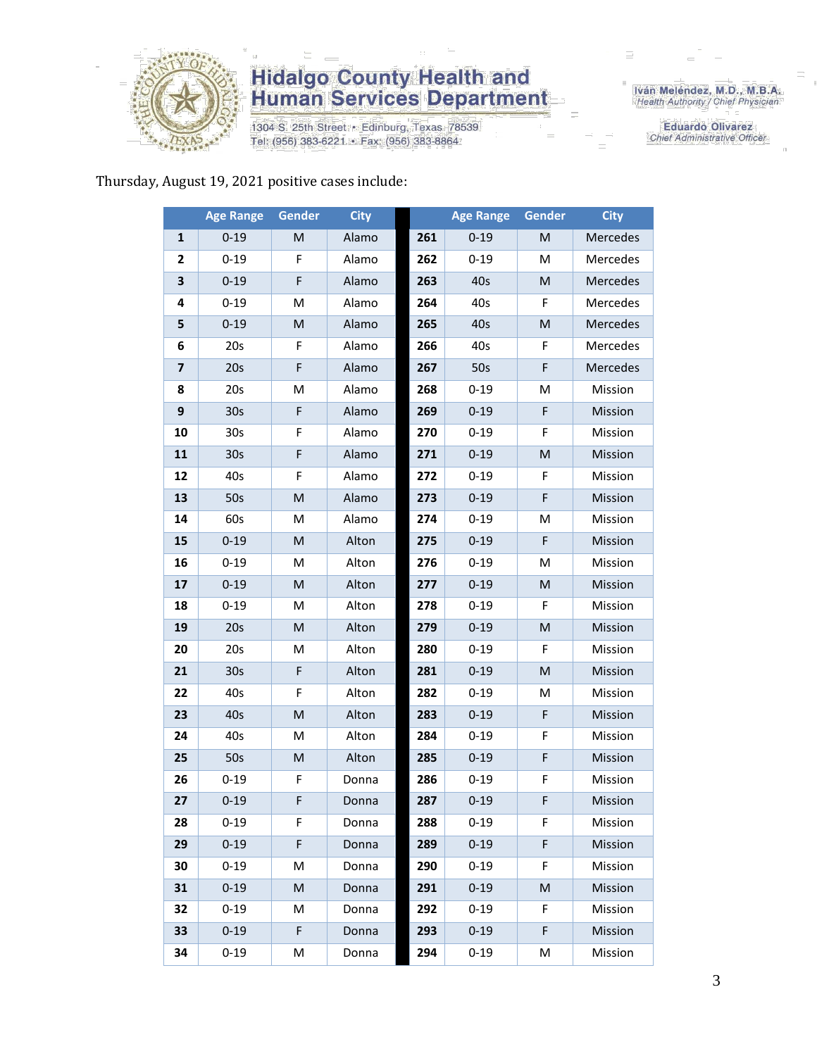Thursday, August 19, 2021 positive cases include:

| | Age Range | Gender | City | | Age Range | Gender | City |
|---|---|---|---|---|---|---|---|
| 1 | 0-19 | M | Alamo | 261 | 0-19 | M | Mercedes |
| 2 | 0-19 | F | Alamo | 262 | 0-19 | M | Mercedes |
| 3 | 0-19 | F | Alamo | 263 | 40s | M | Mercedes |
| 4 | 0-19 | M | Alamo | 264 | 40s | F | Mercedes |
| 5 | 0-19 | M | Alamo | 265 | 40s | M | Mercedes |
| 6 | 20s | F | Alamo | 266 | 40s | F | Mercedes |
| 7 | 20s | F | Alamo | 267 | 50s | F | Mercedes |
| 8 | 20s | M | Alamo | 268 | 0-19 | M | Mission |
| 9 | 30s | F | Alamo | 269 | 0-19 | F | Mission |
| 10 | 30s | F | Alamo | 270 | 0-19 | F | Mission |
| 11 | 30s | F | Alamo | 271 | 0-19 | M | Mission |
| 12 | 40s | F | Alamo | 272 | 0-19 | F | Mission |
| 13 | 50s | M | Alamo | 273 | 0-19 | F | Mission |
| 14 | 60s | M | Alamo | 274 | 0-19 | M | Mission |
| 15 | 0-19 | M | Alton | 275 | 0-19 | F | Mission |
| 16 | 0-19 | M | Alton | 276 | 0-19 | M | Mission |
| 17 | 0-19 | M | Alton | 277 | 0-19 | M | Mission |
| 18 | 0-19 | M | Alton | 278 | 0-19 | F | Mission |
| 19 | 20s | M | Alton | 279 | 0-19 | M | Mission |
| 20 | 20s | M | Alton | 280 | 0-19 | F | Mission |
| 21 | 30s | F | Alton | 281 | 0-19 | M | Mission |
| 22 | 40s | F | Alton | 282 | 0-19 | M | Mission |
| 23 | 40s | M | Alton | 283 | 0-19 | F | Mission |
| 24 | 40s | M | Alton | 284 | 0-19 | F | Mission |
| 25 | 50s | M | Alton | 285 | 0-19 | F | Mission |
| 26 | 0-19 | F | Donna | 286 | 0-19 | F | Mission |
| 27 | 0-19 | F | Donna | 287 | 0-19 | F | Mission |
| 28 | 0-19 | F | Donna | 288 | 0-19 | F | Mission |
| 29 | 0-19 | F | Donna | 289 | 0-19 | F | Mission |
| 30 | 0-19 | M | Donna | 290 | 0-19 | F | Mission |
| 31 | 0-19 | M | Donna | 291 | 0-19 | M | Mission |
| 32 | 0-19 | M | Donna | 292 | 0-19 | F | Mission |
| 33 | 0-19 | F | Donna | 293 | 0-19 | F | Mission |
| 34 | 0-19 | M | Donna | 294 | 0-19 | M | Mission |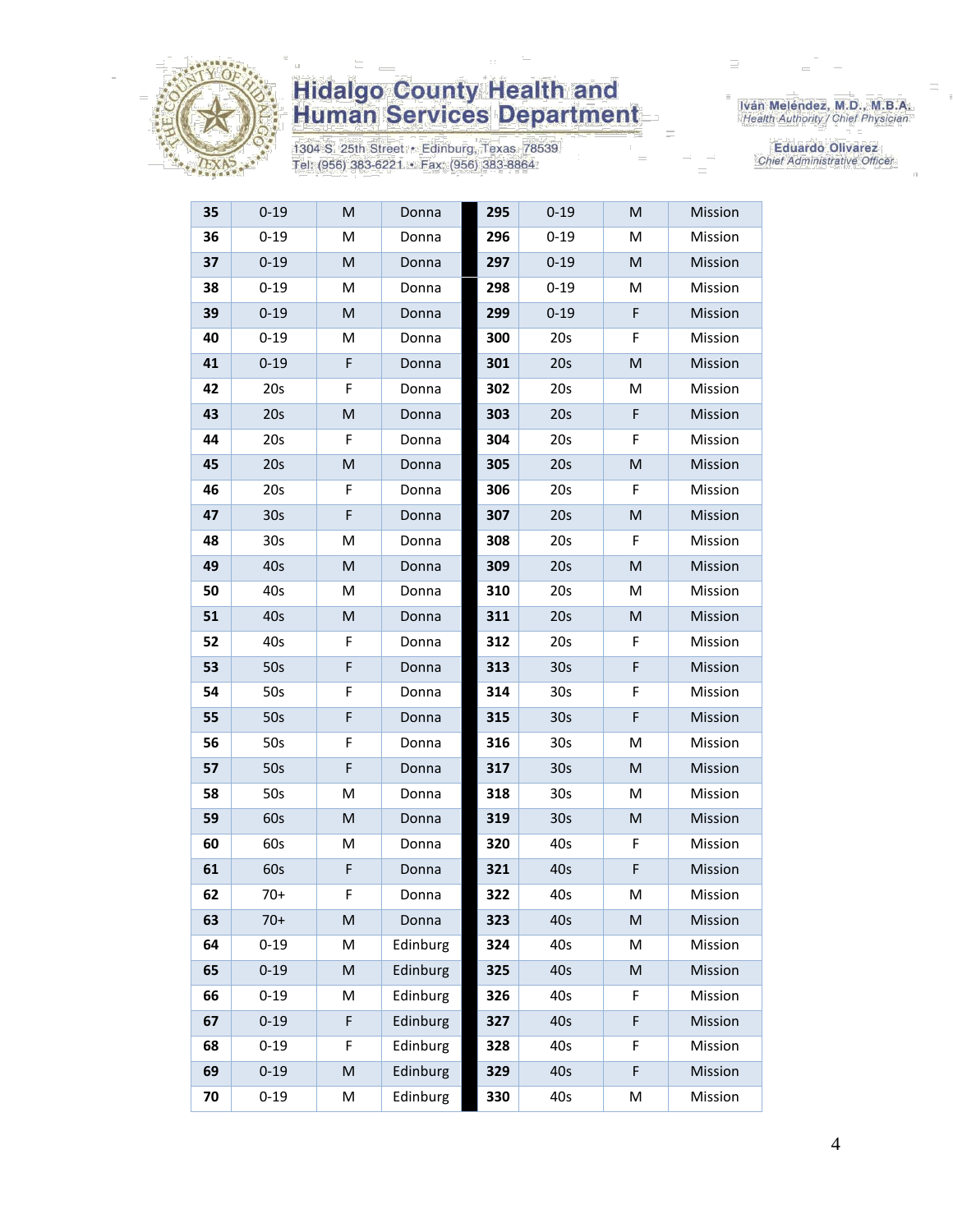Hidalgo County Health and Human Services Department

1304 S. 25th Street • Edinburg, Texas 78539
Tel: (956) 383-6221 • Fax: (956) 383-8864

Iván Meléndez, M.D., M.B.A.
Health Authority / Chief Physician

Eduardo Olivarez
Chief Administrative Officer

| 35 | 0-19 | M | Donna | | 295 | 0-19 | M | Mission |
|---|---|---|---|---|---|---|---|---|
| 36 | 0-19 | M | Donna | | 296 | 0-19 | M | Mission |
| 37 | 0-19 | M | Donna | | 297 | 0-19 | M | Mission |
| 38 | 0-19 | M | Donna | | 298 | 0-19 | M | Mission |
| 39 | 0-19 | M | Donna | | 299 | 0-19 | F | Mission |
| 40 | 0-19 | M | Donna | | 300 | 20s | F | Mission |
| 41 | 0-19 | F | Donna | | 301 | 20s | M | Mission |
| 42 | 20s | F | Donna | | 302 | 20s | M | Mission |
| 43 | 20s | M | Donna | | 303 | 20s | F | Mission |
| 44 | 20s | F | Donna | | 304 | 20s | F | Mission |
| 45 | 20s | M | Donna | | 305 | 20s | M | Mission |
| 46 | 20s | F | Donna | | 306 | 20s | F | Mission |
| 47 | 30s | F | Donna | | 307 | 20s | M | Mission |
| 48 | 30s | M | Donna | | 308 | 20s | F | Mission |
| 49 | 40s | M | Donna | | 309 | 20s | M | Mission |
| 50 | 40s | M | Donna | | 310 | 20s | M | Mission |
| 51 | 40s | M | Donna | | 311 | 20s | M | Mission |
| 52 | 40s | F | Donna | | 312 | 20s | F | Mission |
| 53 | 50s | F | Donna | | 313 | 30s | F | Mission |
| 54 | 50s | F | Donna | | 314 | 30s | F | Mission |
| 55 | 50s | F | Donna | | 315 | 30s | F | Mission |
| 56 | 50s | F | Donna | | 316 | 30s | M | Mission |
| 57 | 50s | F | Donna | | 317 | 30s | M | Mission |
| 58 | 50s | M | Donna | | 318 | 30s | M | Mission |
| 59 | 60s | M | Donna | | 319 | 30s | M | Mission |
| 60 | 60s | M | Donna | | 320 | 40s | F | Mission |
| 61 | 60s | F | Donna | | 321 | 40s | F | Mission |
| 62 | 70+ | F | Donna | | 322 | 40s | M | Mission |
| 63 | 70+ | M | Donna | | 323 | 40s | M | Mission |
| 64 | 0-19 | M | Edinburg | | 324 | 40s | M | Mission |
| 65 | 0-19 | M | Edinburg | | 325 | 40s | M | Mission |
| 66 | 0-19 | M | Edinburg | | 326 | 40s | F | Mission |
| 67 | 0-19 | F | Edinburg | | 327 | 40s | F | Mission |
| 68 | 0-19 | F | Edinburg | | 328 | 40s | F | Mission |
| 69 | 0-19 | M | Edinburg | | 329 | 40s | F | Mission |
| 70 | 0-19 | M | Edinburg | | 330 | 40s | M | Mission |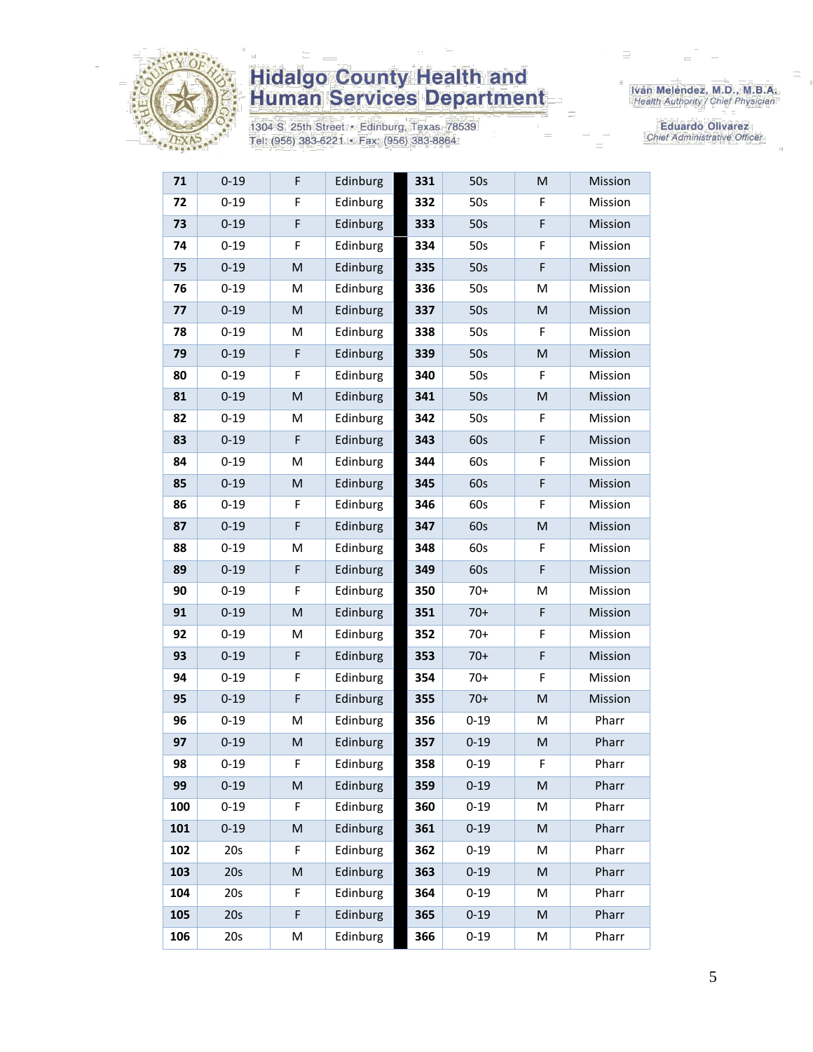| | | | |
|---|---|---|---|
| **71** | 0-19 | F | Edinburg |
| **72** | 0-19 | F | Edinburg |
| **73** | 0-19 | F | Edinburg |
| **74** | 0-19 | F | Edinburg |
| **75** | 0-19 | M | Edinburg |
| **76** | 0-19 | M | Edinburg |
| **77** | 0-19 | M | Edinburg |
| **78** | 0-19 | M | Edinburg |
| **79** | 0-19 | F | Edinburg |
| **80** | 0-19 | F | Edinburg |
| **81** | 0-19 | M | Edinburg |
| **82** | 0-19 | M | Edinburg |
| **83** | 0-19 | F | Edinburg |
| **84** | 0-19 | M | Edinburg |
| **85** | 0-19 | M | Edinburg |
| **86** | 0-19 | F | Edinburg |
| **87** | 0-19 | F | Edinburg |
| **88** | 0-19 | M | Edinburg |
| **89** | 0-19 | F | Edinburg |
| **90** | 0-19 | F | Edinburg |
| **91** | 0-19 | M | Edinburg |
| **92** | 0-19 | M | Edinburg |
| **93** | 0-19 | F | Edinburg |
| **94** | 0-19 | F | Edinburg |
| **95** | 0-19 | F | Edinburg |
| **96** | 0-19 | M | Edinburg |
| **97** | 0-19 | M | Edinburg |
| **98** | 0-19 | F | Edinburg |
| **99** | 0-19 | M | Edinburg |
| **100** | 0-19 | F | Edinburg |
| **101** | 0-19 | M | Edinburg |
| **102** | 20s | F | Edinburg |
| **103** | 20s | M | Edinburg |
| **104** | 20s | F | Edinburg |
| **105** | 20s | F | Edinburg |
| **106** | 20s | M | Edinburg |
| **331** | 50s | M | Mission |
| **332** | 50s | F | Mission |
| **333** | 50s | F | Mission |
| **334** | 50s | F | Mission |
| **335** | 50s | F | Mission |
| **336** | 50s | M | Mission |
| **337** | 50s | M | Mission |
| **338** | 50s | F | Mission |
| **339** | 50s | M | Mission |
| **340** | 50s | F | Mission |
| **341** | 50s | M | Mission |
| **342** | 50s | F | Mission |
| **343** | 60s | F | Mission |
| **344** | 60s | F | Mission |
| **345** | 60s | F | Mission |
| **346** | 60s | F | Mission |
| **347** | 60s | M | Mission |
| **348** | 60s | F | Mission |
| **349** | 60s | F | Mission |
| **350** | 70+ | M | Mission |
| **351** | 70+ | F | Mission |
| **352** | 70+ | F | Mission |
| **353** | 70+ | F | Mission |
| **354** | 70+ | F | Mission |
| **355** | 70+ | M | Mission |
| **356** | 0-19 | M | Pharr |
| **357** | 0-19 | M | Pharr |
| **358** | 0-19 | F | Pharr |
| **359** | 0-19 | M | Pharr |
| **360** | 0-19 | M | Pharr |
| **361** | 0-19 | M | Pharr |
| **362** | 0-19 | M | Pharr |
| **363** | 0-19 | M | Pharr |
| **364** | 0-19 | M | Pharr |
| **365** | 0-19 | M | Pharr |
| **366** | 0-19 | M | Pharr |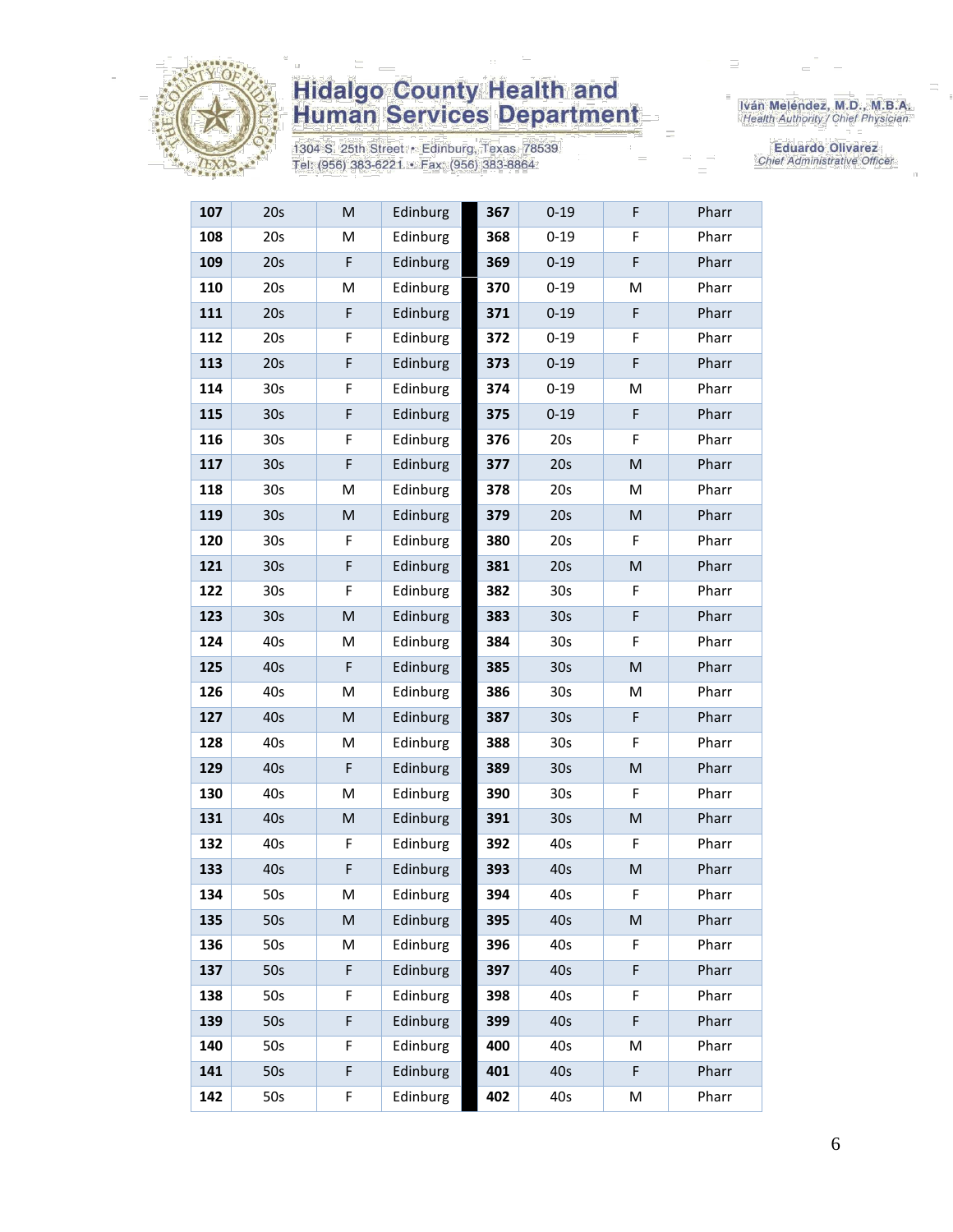# Hidalgo County Health and Human Services Department

1304 S. 25th Street • Edinburg, Texas 78539
Tel: (956) 383-6221 • Fax: (956) 383-8864

Iván Meléndez, M.D., M.B.A.
*Health Authority / Chief Physician*

Eduardo Olivarez
*Chief Administrative Officer*

| | | | | | | | |
|---|---|---|---|---|---|---|---|
| **107** | 20s | M | Edinburg | **367** | 0-19 | F | Pharr |
| **108** | 20s | M | Edinburg | **368** | 0-19 | F | Pharr |
| **109** | 20s | F | Edinburg | **369** | 0-19 | F | Pharr |
| **110** | 20s | M | Edinburg | **370** | 0-19 | M | Pharr |
| **111** | 20s | F | Edinburg | **371** | 0-19 | F | Pharr |
| **112** | 20s | F | Edinburg | **372** | 0-19 | F | Pharr |
| **113** | 20s | F | Edinburg | **373** | 0-19 | F | Pharr |
| **114** | 30s | F | Edinburg | **374** | 0-19 | M | Pharr |
| **115** | 30s | F | Edinburg | **375** | 0-19 | F | Pharr |
| **116** | 30s | F | Edinburg | **376** | 20s | F | Pharr |
| **117** | 30s | F | Edinburg | **377** | 20s | M | Pharr |
| **118** | 30s | M | Edinburg | **378** | 20s | M | Pharr |
| **119** | 30s | M | Edinburg | **379** | 20s | M | Pharr |
| **120** | 30s | F | Edinburg | **380** | 20s | F | Pharr |
| **121** | 30s | F | Edinburg | **381** | 20s | M | Pharr |
| **122** | 30s | F | Edinburg | **382** | 30s | F | Pharr |
| **123** | 30s | M | Edinburg | **383** | 30s | F | Pharr |
| **124** | 40s | M | Edinburg | **384** | 30s | F | Pharr |
| **125** | 40s | F | Edinburg | **385** | 30s | M | Pharr |
| **126** | 40s | M | Edinburg | **386** | 30s | M | Pharr |
| **127** | 40s | M | Edinburg | **387** | 30s | F | Pharr |
| **128** | 40s | M | Edinburg | **388** | 30s | F | Pharr |
| **129** | 40s | F | Edinburg | **389** | 30s | M | Pharr |
| **130** | 40s | M | Edinburg | **390** | 30s | F | Pharr |
| **131** | 40s | M | Edinburg | **391** | 30s | M | Pharr |
| **132** | 40s | F | Edinburg | **392** | 40s | F | Pharr |
| **133** | 40s | F | Edinburg | **393** | 40s | M | Pharr |
| **134** | 50s | M | Edinburg | **394** | 40s | F | Pharr |
| **135** | 50s | M | Edinburg | **395** | 40s | M | Pharr |
| **136** | 50s | M | Edinburg | **396** | 40s | F | Pharr |
| **137** | 50s | F | Edinburg | **397** | 40s | F | Pharr |
| **138** | 50s | F | Edinburg | **398** | 40s | F | Pharr |
| **139** | 50s | F | Edinburg | **399** | 40s | F | Pharr |
| **140** | 50s | F | Edinburg | **400** | 40s | M | Pharr |
| **141** | 50s | F | Edinburg | **401** | 40s | F | Pharr |
| **142** | 50s | F | Edinburg | **402** | 40s | M | Pharr |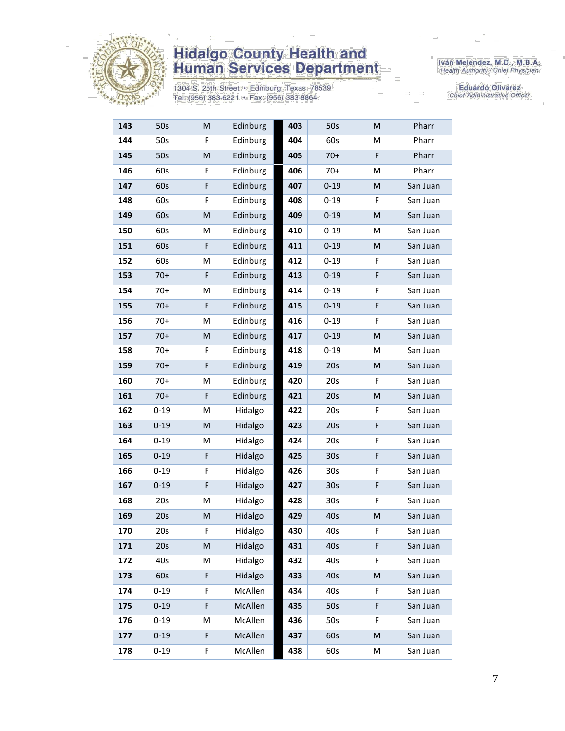| 143 | 50s | M | Edinburg | 403 | 50s | M | Pharr |
|---|---|---|---|---|---|---|---|
| 144 | 50s | F | Edinburg | 404 | 60s | M | Pharr |
| 145 | 50s | M | Edinburg | 405 | 70+ | F | Pharr |
| 146 | 60s | F | Edinburg | 406 | 70+ | M | Pharr |
| 147 | 60s | F | Edinburg | 407 | 0-19 | M | San Juan |
| 148 | 60s | F | Edinburg | 408 | 0-19 | F | San Juan |
| 149 | 60s | M | Edinburg | 409 | 0-19 | M | San Juan |
| 150 | 60s | M | Edinburg | 410 | 0-19 | M | San Juan |
| 151 | 60s | F | Edinburg | 411 | 0-19 | M | San Juan |
| 152 | 60s | M | Edinburg | 412 | 0-19 | F | San Juan |
| 153 | 70+ | F | Edinburg | 413 | 0-19 | F | San Juan |
| 154 | 70+ | M | Edinburg | 414 | 0-19 | F | San Juan |
| 155 | 70+ | F | Edinburg | 415 | 0-19 | F | San Juan |
| 156 | 70+ | M | Edinburg | 416 | 0-19 | F | San Juan |
| 157 | 70+ | M | Edinburg | 417 | 0-19 | M | San Juan |
| 158 | 70+ | F | Edinburg | 418 | 0-19 | M | San Juan |
| 159 | 70+ | F | Edinburg | 419 | 20s | M | San Juan |
| 160 | 70+ | M | Edinburg | 420 | 20s | F | San Juan |
| 161 | 70+ | F | Edinburg | 421 | 20s | M | San Juan |
| 162 | 0-19 | M | Hidalgo | 422 | 20s | F | San Juan |
| 163 | 0-19 | M | Hidalgo | 423 | 20s | F | San Juan |
| 164 | 0-19 | M | Hidalgo | 424 | 20s | F | San Juan |
| 165 | 0-19 | F | Hidalgo | 425 | 30s | F | San Juan |
| 166 | 0-19 | F | Hidalgo | 426 | 30s | F | San Juan |
| 167 | 0-19 | F | Hidalgo | 427 | 30s | F | San Juan |
| 168 | 20s | M | Hidalgo | 428 | 30s | F | San Juan |
| 169 | 20s | M | Hidalgo | 429 | 40s | M | San Juan |
| 170 | 20s | F | Hidalgo | 430 | 40s | F | San Juan |
| 171 | 20s | M | Hidalgo | 431 | 40s | F | San Juan |
| 172 | 40s | M | Hidalgo | 432 | 40s | F | San Juan |
| 173 | 60s | F | Hidalgo | 433 | 40s | M | San Juan |
| 174 | 0-19 | F | McAllen | 434 | 40s | F | San Juan |
| 175 | 0-19 | F | McAllen | 435 | 50s | F | San Juan |
| 176 | 0-19 | M | McAllen | 436 | 50s | F | San Juan |
| 177 | 0-19 | F | McAllen | 437 | 60s | M | San Juan |
| 178 | 0-19 | F | McAllen | 438 | 60s | M | San Juan |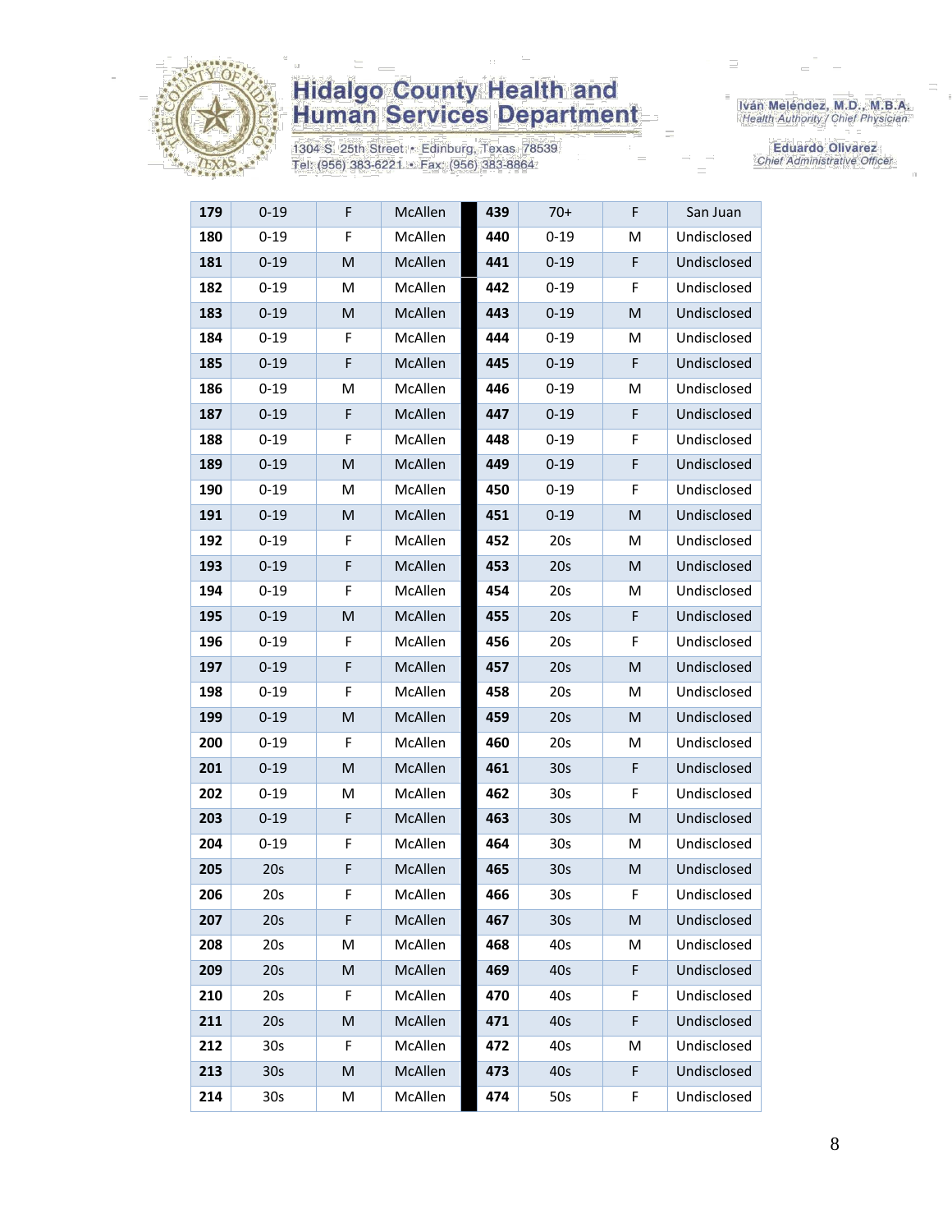# Hidalgo County Health and Human Services Department

1304 S. 25th Street • Edinburg, Texas 78539
Tel: (956) 383-6221 • Fax: (956) 383-8864

Iván Meléndez, M.D., M.B.A.
Health Authority / Chief Physician

Eduardo Olivarez
Chief Administrative Officer

| | | | | | | | |
|---|---|---|---|---|---|---|---|
| 179 | 0-19 | F | McAllen | 439 | 70+ | F | San Juan |
| 180 | 0-19 | F | McAllen | 440 | 0-19 | M | Undisclosed |
| 181 | 0-19 | M | McAllen | 441 | 0-19 | F | Undisclosed |
| 182 | 0-19 | M | McAllen | 442 | 0-19 | F | Undisclosed |
| 183 | 0-19 | M | McAllen | 443 | 0-19 | M | Undisclosed |
| 184 | 0-19 | F | McAllen | 444 | 0-19 | M | Undisclosed |
| 185 | 0-19 | F | McAllen | 445 | 0-19 | F | Undisclosed |
| 186 | 0-19 | M | McAllen | 446 | 0-19 | M | Undisclosed |
| 187 | 0-19 | F | McAllen | 447 | 0-19 | F | Undisclosed |
| 188 | 0-19 | F | McAllen | 448 | 0-19 | F | Undisclosed |
| 189 | 0-19 | M | McAllen | 449 | 0-19 | F | Undisclosed |
| 190 | 0-19 | M | McAllen | 450 | 0-19 | F | Undisclosed |
| 191 | 0-19 | M | McAllen | 451 | 0-19 | M | Undisclosed |
| 192 | 0-19 | F | McAllen | 452 | 20s | M | Undisclosed |
| 193 | 0-19 | F | McAllen | 453 | 20s | M | Undisclosed |
| 194 | 0-19 | F | McAllen | 454 | 20s | M | Undisclosed |
| 195 | 0-19 | M | McAllen | 455 | 20s | F | Undisclosed |
| 196 | 0-19 | F | McAllen | 456 | 20s | F | Undisclosed |
| 197 | 0-19 | F | McAllen | 457 | 20s | M | Undisclosed |
| 198 | 0-19 | F | McAllen | 458 | 20s | M | Undisclosed |
| 199 | 0-19 | M | McAllen | 459 | 20s | M | Undisclosed |
| 200 | 0-19 | F | McAllen | 460 | 20s | M | Undisclosed |
| 201 | 0-19 | M | McAllen | 461 | 30s | F | Undisclosed |
| 202 | 0-19 | M | McAllen | 462 | 30s | F | Undisclosed |
| 203 | 0-19 | F | McAllen | 463 | 30s | M | Undisclosed |
| 204 | 0-19 | F | McAllen | 464 | 30s | M | Undisclosed |
| 205 | 20s | F | McAllen | 465 | 30s | M | Undisclosed |
| 206 | 20s | F | McAllen | 466 | 30s | F | Undisclosed |
| 207 | 20s | F | McAllen | 467 | 30s | M | Undisclosed |
| 208 | 20s | M | McAllen | 468 | 40s | M | Undisclosed |
| 209 | 20s | M | McAllen | 469 | 40s | F | Undisclosed |
| 210 | 20s | F | McAllen | 470 | 40s | F | Undisclosed |
| 211 | 20s | M | McAllen | 471 | 40s | F | Undisclosed |
| 212 | 30s | F | McAllen | 472 | 40s | M | Undisclosed |
| 213 | 30s | M | McAllen | 473 | 40s | F | Undisclosed |
| 214 | 30s | M | McAllen | 474 | 50s | F | Undisclosed |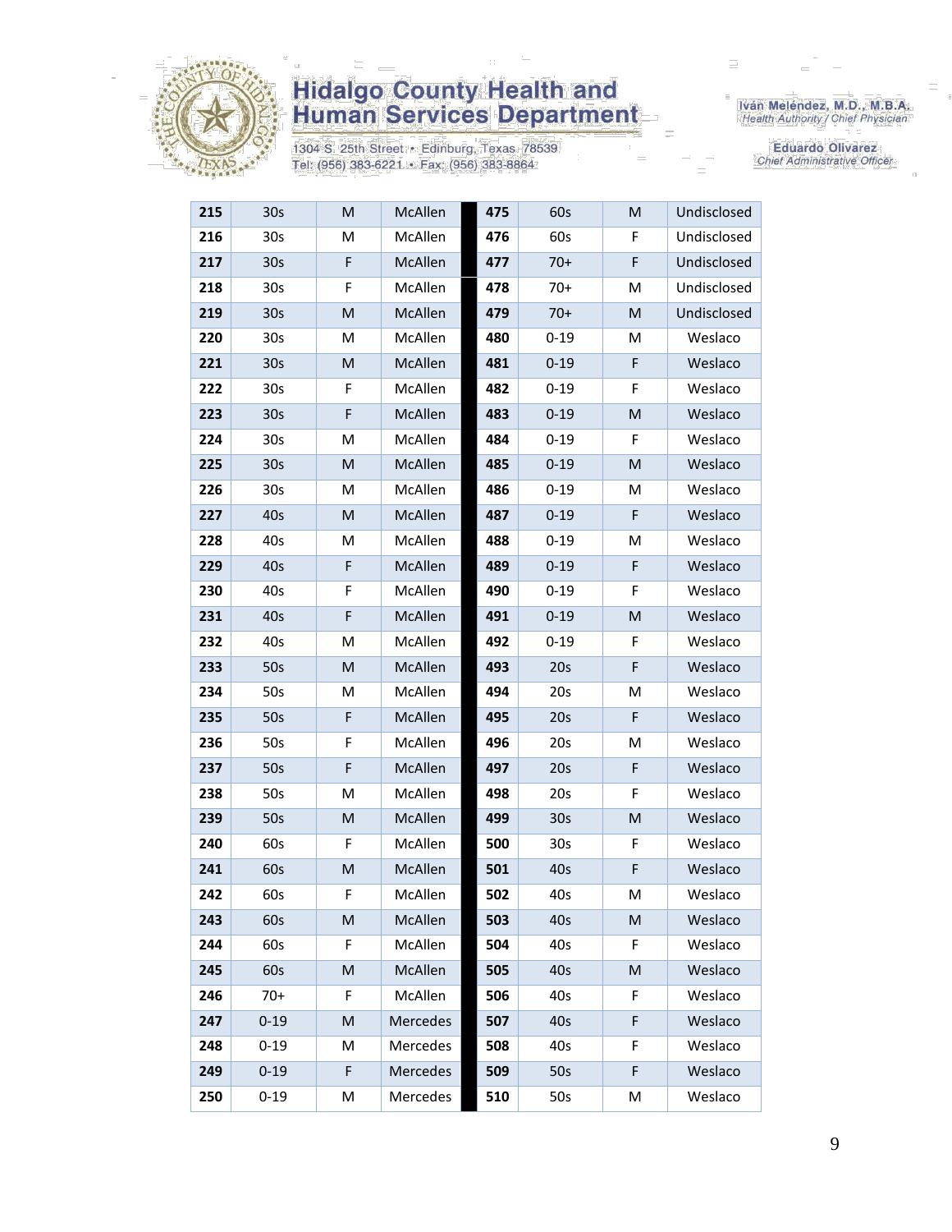| 215 | 30s | M | McAllen | 475 | 60s | M | Undisclosed |
|---|---|---|---|---|---|---|---|
| 216 | 30s | M | McAllen | 476 | 60s | F | Undisclosed |
| 217 | 30s | F | McAllen | 477 | 70+ | F | Undisclosed |
| 218 | 30s | F | McAllen | 478 | 70+ | M | Undisclosed |
| 219 | 30s | M | McAllen | 479 | 70+ | M | Undisclosed |
| 220 | 30s | M | McAllen | 480 | 0-19 | M | Weslaco |
| 221 | 30s | M | McAllen | 481 | 0-19 | F | Weslaco |
| 222 | 30s | F | McAllen | 482 | 0-19 | F | Weslaco |
| 223 | 30s | F | McAllen | 483 | 0-19 | M | Weslaco |
| 224 | 30s | M | McAllen | 484 | 0-19 | F | Weslaco |
| 225 | 30s | M | McAllen | 485 | 0-19 | M | Weslaco |
| 226 | 30s | M | McAllen | 486 | 0-19 | M | Weslaco |
| 227 | 40s | M | McAllen | 487 | 0-19 | F | Weslaco |
| 228 | 40s | M | McAllen | 488 | 0-19 | M | Weslaco |
| 229 | 40s | F | McAllen | 489 | 0-19 | F | Weslaco |
| 230 | 40s | F | McAllen | 490 | 0-19 | F | Weslaco |
| 231 | 40s | F | McAllen | 491 | 0-19 | M | Weslaco |
| 232 | 40s | M | McAllen | 492 | 0-19 | F | Weslaco |
| 233 | 50s | M | McAllen | 493 | 20s | F | Weslaco |
| 234 | 50s | M | McAllen | 494 | 20s | M | Weslaco |
| 235 | 50s | F | McAllen | 495 | 20s | F | Weslaco |
| 236 | 50s | F | McAllen | 496 | 20s | M | Weslaco |
| 237 | 50s | F | McAllen | 497 | 20s | F | Weslaco |
| 238 | 50s | M | McAllen | 498 | 20s | F | Weslaco |
| 239 | 50s | M | McAllen | 499 | 30s | M | Weslaco |
| 240 | 60s | F | McAllen | 500 | 30s | F | Weslaco |
| 241 | 60s | M | McAllen | 501 | 40s | F | Weslaco |
| 242 | 60s | F | McAllen | 502 | 40s | M | Weslaco |
| 243 | 60s | M | McAllen | 503 | 40s | M | Weslaco |
| 244 | 60s | F | McAllen | 504 | 40s | F | Weslaco |
| 245 | 60s | M | McAllen | 505 | 40s | M | Weslaco |
| 246 | 70+ | F | McAllen | 506 | 40s | F | Weslaco |
| 247 | 0-19 | M | Mercedes | 507 | 40s | F | Weslaco |
| 248 | 0-19 | M | Mercedes | 508 | 40s | F | Weslaco |
| 249 | 0-19 | F | Mercedes | 509 | 50s | F | Weslaco |
| 250 | 0-19 | M | Mercedes | 510 | 50s | M | Weslaco |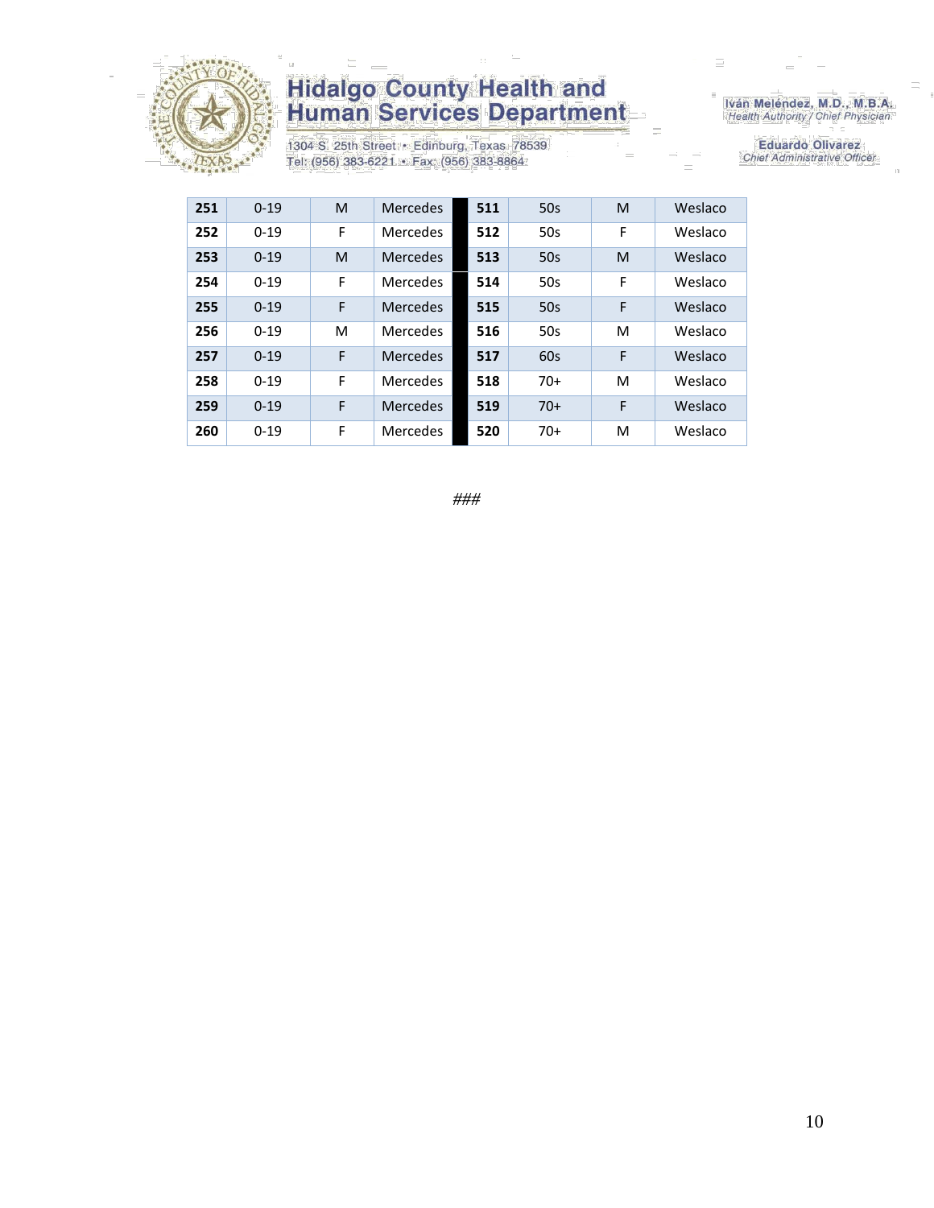| | | | | | | | | |
|---|---|---|---|---|---|---|---|---|
| **251** | 0-19 | M | Mercedes | | **511** | 50s | M | Weslaco |
| **252** | 0-19 | F | Mercedes | | **512** | 50s | F | Weslaco |
| **253** | 0-19 | M | Mercedes | | **513** | 50s | M | Weslaco |
| **254** | 0-19 | F | Mercedes | | **514** | 50s | F | Weslaco |
| **255** | 0-19 | F | Mercedes | | **515** | 50s | F | Weslaco |
| **256** | 0-19 | M | Mercedes | | **516** | 50s | M | Weslaco |
| **257** | 0-19 | F | Mercedes | | **517** | 60s | F | Weslaco |
| **258** | 0-19 | F | Mercedes | | **518** | 70+ | M | Weslaco |
| **259** | 0-19 | F | Mercedes | | **519** | 70+ | F | Weslaco |
| **260** | 0-19 | F | Mercedes | | **520** | 70+ | M | Weslaco |

###